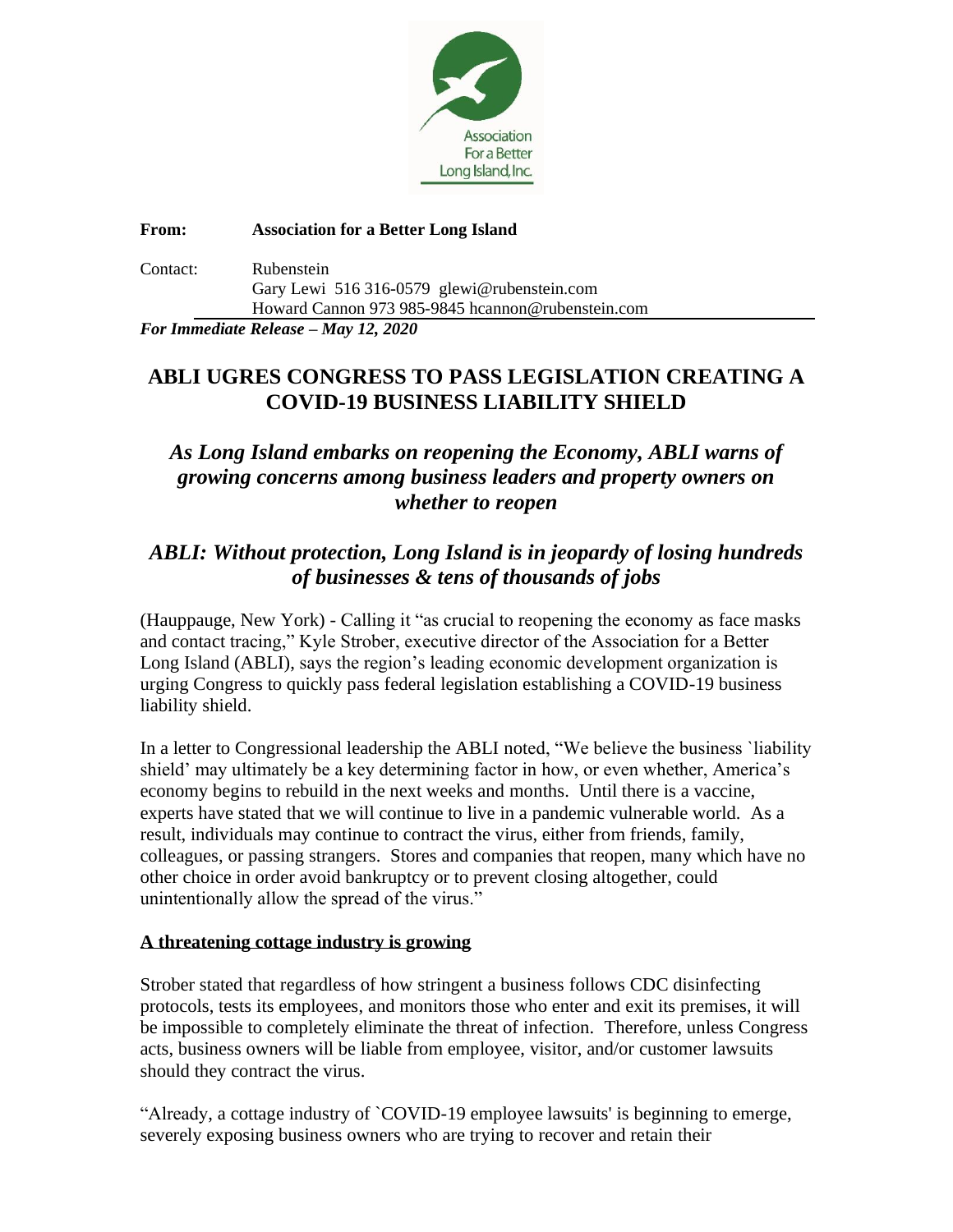Association For a Better Long Island, Inc.

**From:** **Association for a Better Long Island**

Contact: Rubenstein
Gary Lewi 516 316-0579 glewi@rubenstein.com
Howard Cannon 973 985-9845 hcannon@rubenstein.com

***For Immediate Release – May 12, 2020***

# ABLI UGRES CONGRESS TO PASS LEGISLATION CREATING A COVID-19 BUSINESS LIABILITY SHIELD

## *As Long Island embarks on reopening the Economy, ABLI warns of growing concerns among business leaders and property owners on whether to reopen*

## *ABLI: Without protection, Long Island is in jeopardy of losing hundreds of businesses & tens of thousands of jobs*

(Hauppauge, New York) - Calling it "as crucial to reopening the economy as face masks and contact tracing," Kyle Strober, executive director of the Association for a Better Long Island (ABLI), says the region's leading economic development organization is urging Congress to quickly pass federal legislation establishing a COVID-19 business liability shield.

In a letter to Congressional leadership the ABLI noted, "We believe the business `liability shield' may ultimately be a key determining factor in how, or even whether, America's economy begins to rebuild in the next weeks and months. Until there is a vaccine, experts have stated that we will continue to live in a pandemic vulnerable world. As a result, individuals may continue to contract the virus, either from friends, family, colleagues, or passing strangers. Stores and companies that reopen, many which have no other choice in order avoid bankruptcy or to prevent closing altogether, could unintentionally allow the spread of the virus."

**A threatening cottage industry is growing**

Strober stated that regardless of how stringent a business follows CDC disinfecting protocols, tests its employees, and monitors those who enter and exit its premises, it will be impossible to completely eliminate the threat of infection. Therefore, unless Congress acts, business owners will be liable from employee, visitor, and/or customer lawsuits should they contract the virus.

"Already, a cottage industry of `COVID-19 employee lawsuits' is beginning to emerge, severely exposing business owners who are trying to recover and retain their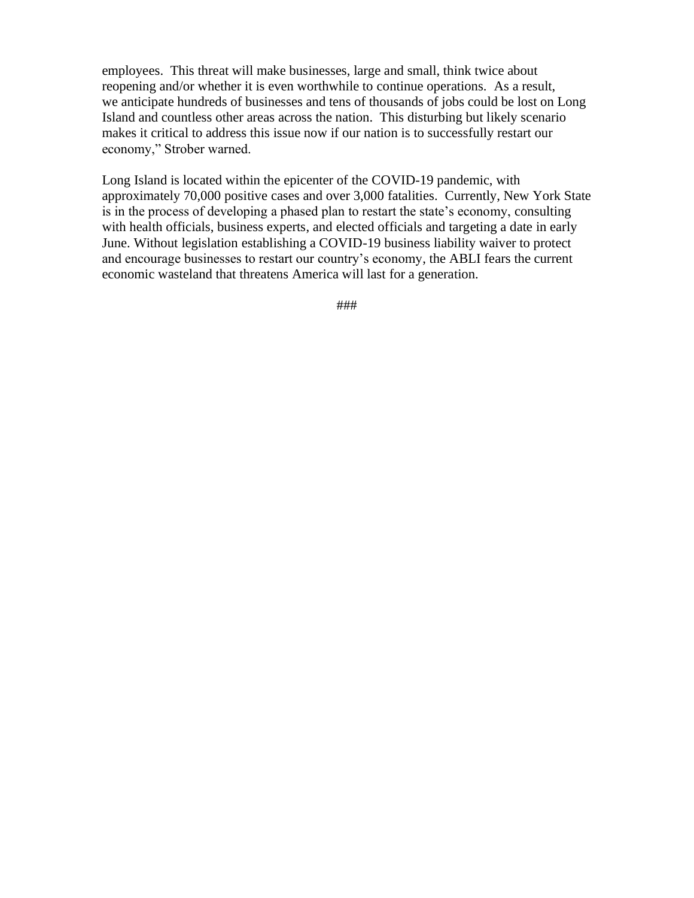employees. This threat will make businesses, large and small, think twice about reopening and/or whether it is even worthwhile to continue operations. As a result, we anticipate hundreds of businesses and tens of thousands of jobs could be lost on Long Island and countless other areas across the nation. This disturbing but likely scenario makes it critical to address this issue now if our nation is to successfully restart our economy," Strober warned.

Long Island is located within the epicenter of the COVID-19 pandemic, with approximately 70,000 positive cases and over 3,000 fatalities. Currently, New York State is in the process of developing a phased plan to restart the state's economy, consulting with health officials, business experts, and elected officials and targeting a date in early June. Without legislation establishing a COVID-19 business liability waiver to protect and encourage businesses to restart our country's economy, the ABLI fears the current economic wasteland that threatens America will last for a generation.

###